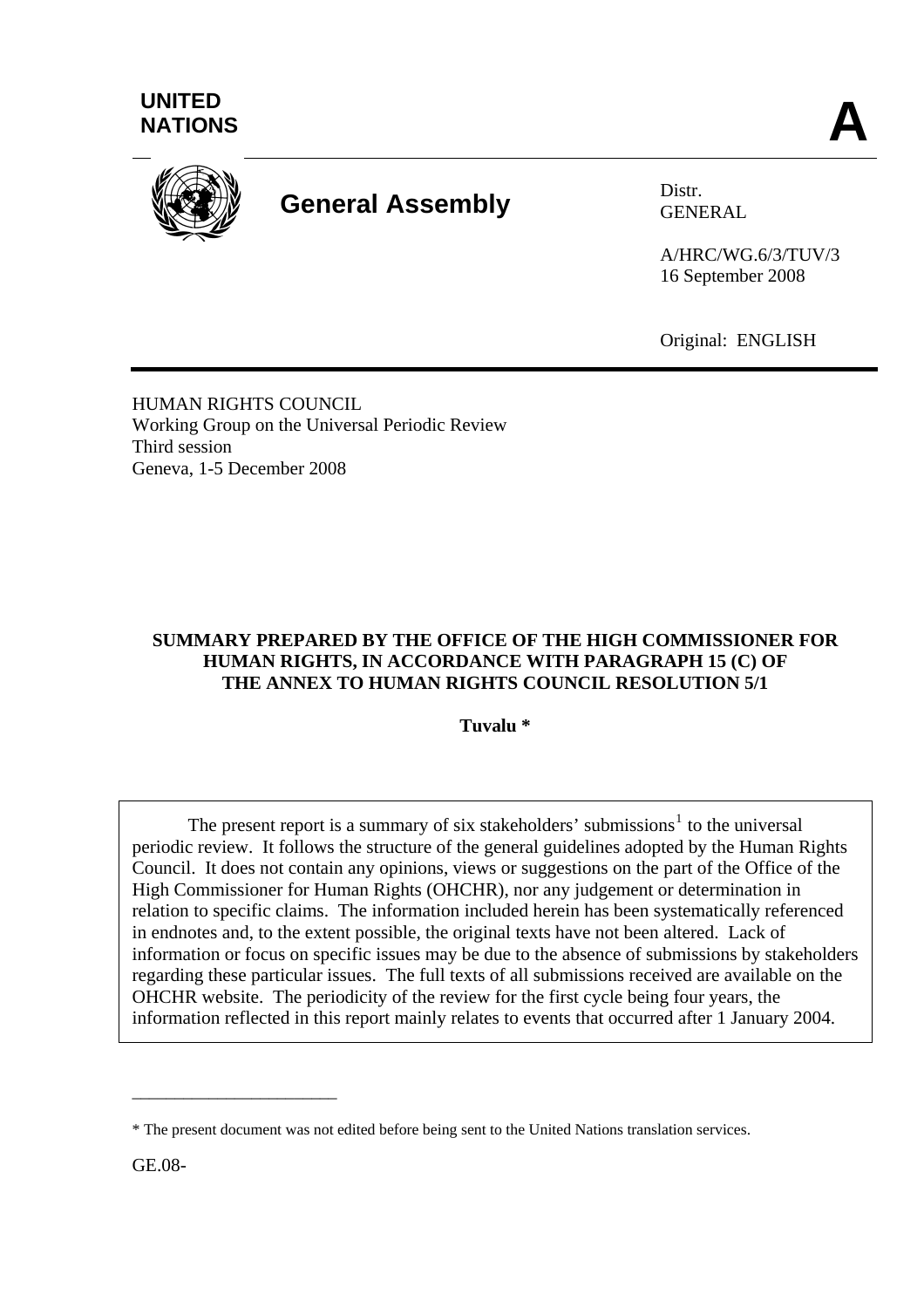UNITED NATIONS

**A**

# General Assembly

Distr.
GENERAL

A/HRC/WG.6/3/TUV/3
16 September 2008

Original: ENGLISH

HUMAN RIGHTS COUNCIL
Working Group on the Universal Periodic Review
Third session
Geneva, 1-5 December 2008

**SUMMARY PREPARED BY THE OFFICE OF THE HIGH COMMISSIONER FOR HUMAN RIGHTS, IN ACCORDANCE WITH PARAGRAPH 15 (C) OF THE ANNEX TO HUMAN RIGHTS COUNCIL RESOLUTION 5/1**

**Tuvalu ***

The present report is a summary of six stakeholders' submissions[1] to the universal periodic review. It follows the structure of the general guidelines adopted by the Human Rights Council. It does not contain any opinions, views or suggestions on the part of the Office of the High Commissioner for Human Rights (OHCHR), nor any judgement or determination in relation to specific claims. The information included herein has been systematically referenced in endnotes and, to the extent possible, the original texts have not been altered. Lack of information or focus on specific issues may be due to the absence of submissions by stakeholders regarding these particular issues. The full texts of all submissions received are available on the OHCHR website. The periodicity of the review for the first cycle being four years, the information reflected in this report mainly relates to events that occurred after 1 January 2004.

---

* The present document was not edited before being sent to the United Nations translation services.

GE.08-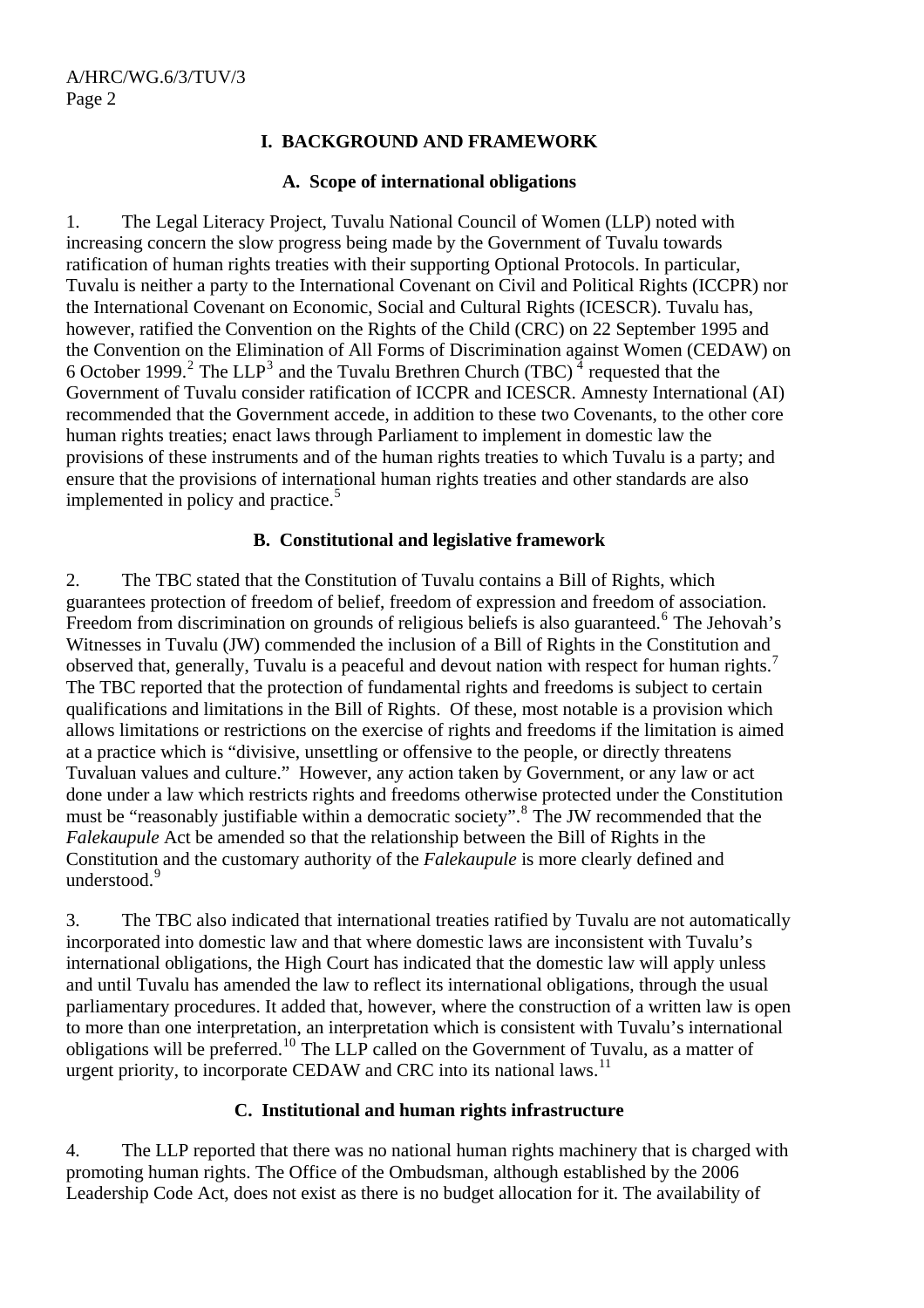## I. BACKGROUND AND FRAMEWORK

### A. Scope of international obligations

1. The Legal Literacy Project, Tuvalu National Council of Women (LLP) noted with increasing concern the slow progress being made by the Government of Tuvalu towards ratification of human rights treaties with their supporting Optional Protocols. In particular, Tuvalu is neither a party to the International Covenant on Civil and Political Rights (ICCPR) nor the International Covenant on Economic, Social and Cultural Rights (ICESCR). Tuvalu has, however, ratified the Convention on the Rights of the Child (CRC) on 22 September 1995 and the Convention on the Elimination of All Forms of Discrimination against Women (CEDAW) on 6 October 1999.[2] The LLP[3] and the Tuvalu Brethren Church (TBC)[4] requested that the Government of Tuvalu consider ratification of ICCPR and ICESCR. Amnesty International (AI) recommended that the Government accede, in addition to these two Covenants, to the other core human rights treaties; enact laws through Parliament to implement in domestic law the provisions of these instruments and of the human rights treaties to which Tuvalu is a party; and ensure that the provisions of international human rights treaties and other standards are also implemented in policy and practice.[5]

### B. Constitutional and legislative framework

2. The TBC stated that the Constitution of Tuvalu contains a Bill of Rights, which guarantees protection of freedom of belief, freedom of expression and freedom of association. Freedom from discrimination on grounds of religious beliefs is also guaranteed.[6] The Jehovah's Witnesses in Tuvalu (JW) commended the inclusion of a Bill of Rights in the Constitution and observed that, generally, Tuvalu is a peaceful and devout nation with respect for human rights.[7] The TBC reported that the protection of fundamental rights and freedoms is subject to certain qualifications and limitations in the Bill of Rights. Of these, most notable is a provision which allows limitations or restrictions on the exercise of rights and freedoms if the limitation is aimed at a practice which is "divisive, unsettling or offensive to the people, or directly threatens Tuvaluan values and culture." However, any action taken by Government, or any law or act done under a law which restricts rights and freedoms otherwise protected under the Constitution must be "reasonably justifiable within a democratic society".[8] The JW recommended that the *Falekaupule* Act be amended so that the relationship between the Bill of Rights in the Constitution and the customary authority of the *Falekaupule* is more clearly defined and understood.[9]

3. The TBC also indicated that international treaties ratified by Tuvalu are not automatically incorporated into domestic law and that where domestic laws are inconsistent with Tuvalu's international obligations, the High Court has indicated that the domestic law will apply unless and until Tuvalu has amended the law to reflect its international obligations, through the usual parliamentary procedures. It added that, however, where the construction of a written law is open to more than one interpretation, an interpretation which is consistent with Tuvalu's international obligations will be preferred.[10] The LLP called on the Government of Tuvalu, as a matter of urgent priority, to incorporate CEDAW and CRC into its national laws.[11]

### C. Institutional and human rights infrastructure

4. The LLP reported that there was no national human rights machinery that is charged with promoting human rights. The Office of the Ombudsman, although established by the 2006 Leadership Code Act, does not exist as there is no budget allocation for it. The availability of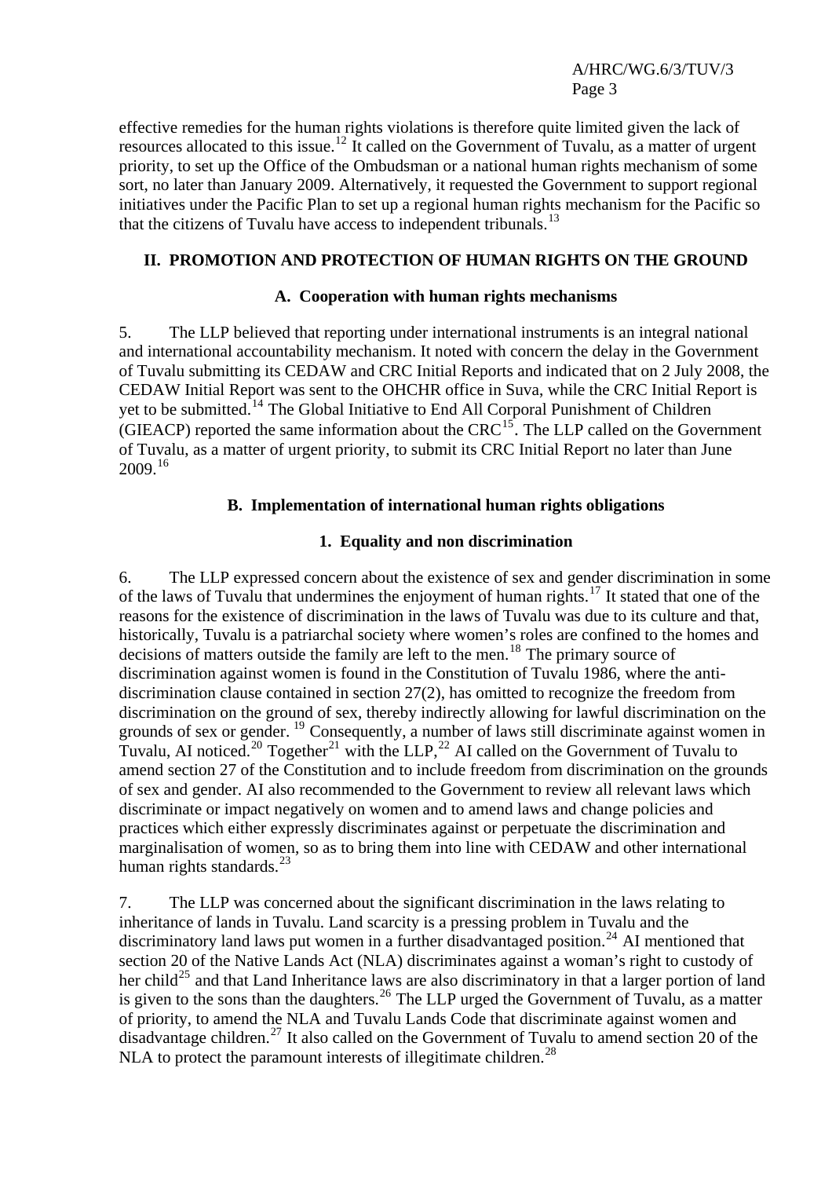effective remedies for the human rights violations is therefore quite limited given the lack of resources allocated to this issue.[12] It called on the Government of Tuvalu, as a matter of urgent priority, to set up the Office of the Ombudsman or a national human rights mechanism of some sort, no later than January 2009. Alternatively, it requested the Government to support regional initiatives under the Pacific Plan to set up a regional human rights mechanism for the Pacific so that the citizens of Tuvalu have access to independent tribunals.[13]

## II. PROMOTION AND PROTECTION OF HUMAN RIGHTS ON THE GROUND

### A. Cooperation with human rights mechanisms

5. The LLP believed that reporting under international instruments is an integral national and international accountability mechanism. It noted with concern the delay in the Government of Tuvalu submitting its CEDAW and CRC Initial Reports and indicated that on 2 July 2008, the CEDAW Initial Report was sent to the OHCHR office in Suva, while the CRC Initial Report is yet to be submitted.[14] The Global Initiative to End All Corporal Punishment of Children (GIEACP) reported the same information about the CRC[15]. The LLP called on the Government of Tuvalu, as a matter of urgent priority, to submit its CRC Initial Report no later than June 2009.[16]

### B. Implementation of international human rights obligations

#### 1. Equality and non discrimination

6. The LLP expressed concern about the existence of sex and gender discrimination in some of the laws of Tuvalu that undermines the enjoyment of human rights.[17] It stated that one of the reasons for the existence of discrimination in the laws of Tuvalu was due to its culture and that, historically, Tuvalu is a patriarchal society where women's roles are confined to the homes and decisions of matters outside the family are left to the men.[18] The primary source of discrimination against women is found in the Constitution of Tuvalu 1986, where the anti-discrimination clause contained in section 27(2), has omitted to recognize the freedom from discrimination on the ground of sex, thereby indirectly allowing for lawful discrimination on the grounds of sex or gender. [19] Consequently, a number of laws still discriminate against women in Tuvalu, AI noticed.[20] Together[21] with the LLP,[22] AI called on the Government of Tuvalu to amend section 27 of the Constitution and to include freedom from discrimination on the grounds of sex and gender. AI also recommended to the Government to review all relevant laws which discriminate or impact negatively on women and to amend laws and change policies and practices which either expressly discriminates against or perpetuate the discrimination and marginalisation of women, so as to bring them into line with CEDAW and other international human rights standards.[23]

7. The LLP was concerned about the significant discrimination in the laws relating to inheritance of lands in Tuvalu. Land scarcity is a pressing problem in Tuvalu and the discriminatory land laws put women in a further disadvantaged position.[24] AI mentioned that section 20 of the Native Lands Act (NLA) discriminates against a woman's right to custody of her child[25] and that Land Inheritance laws are also discriminatory in that a larger portion of land is given to the sons than the daughters.[26] The LLP urged the Government of Tuvalu, as a matter of priority, to amend the NLA and Tuvalu Lands Code that discriminate against women and disadvantage children.[27] It also called on the Government of Tuvalu to amend section 20 of the NLA to protect the paramount interests of illegitimate children.[28]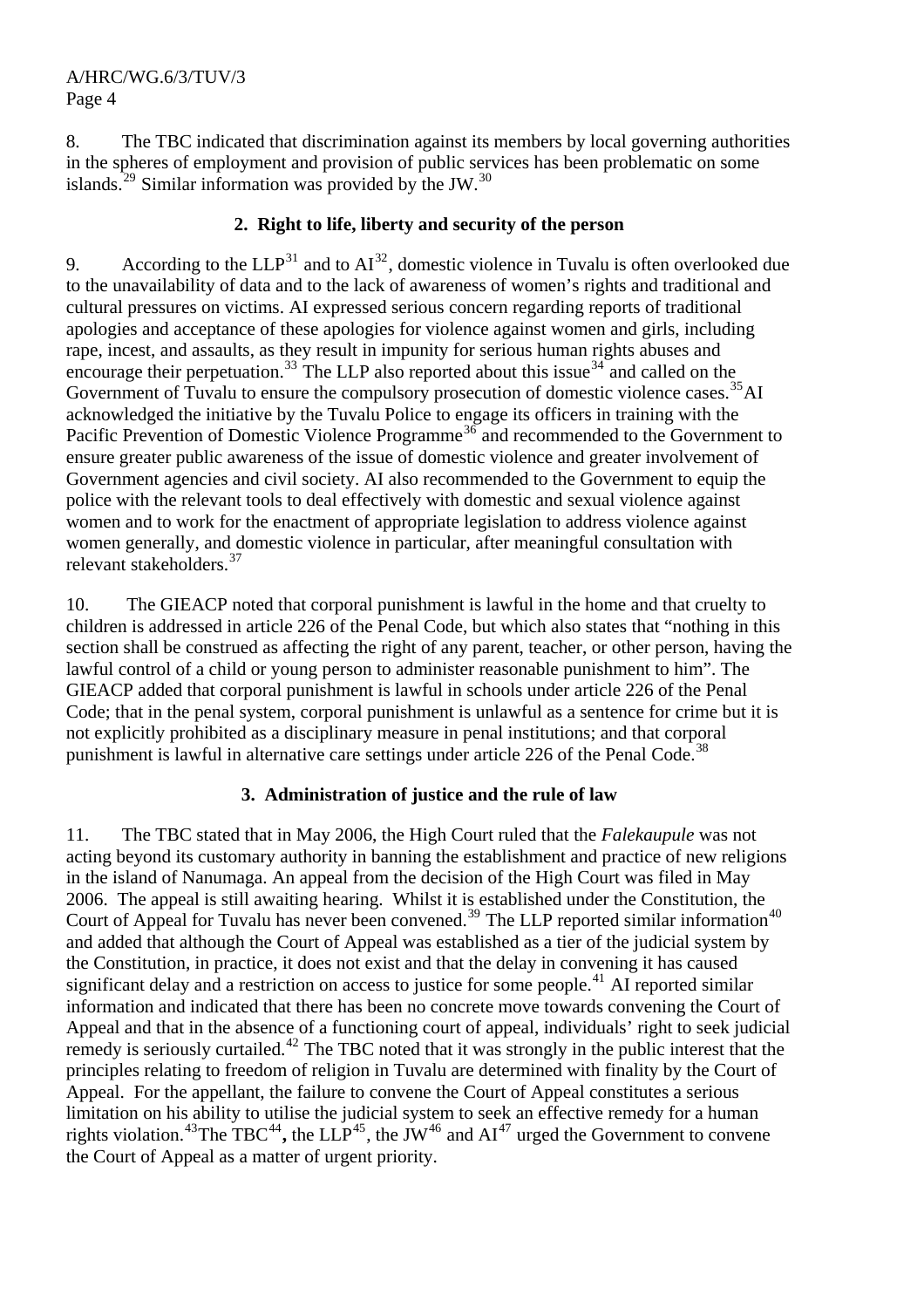8. The TBC indicated that discrimination against its members by local governing authorities in the spheres of employment and provision of public services has been problematic on some islands.[29] Similar information was provided by the JW.[30]

### 2. Right to life, liberty and security of the person

9. According to the LLP[31] and to AI[32], domestic violence in Tuvalu is often overlooked due to the unavailability of data and to the lack of awareness of women's rights and traditional and cultural pressures on victims. AI expressed serious concern regarding reports of traditional apologies and acceptance of these apologies for violence against women and girls, including rape, incest, and assaults, as they result in impunity for serious human rights abuses and encourage their perpetuation.[33] The LLP also reported about this issue[34] and called on the Government of Tuvalu to ensure the compulsory prosecution of domestic violence cases.[35]AI acknowledged the initiative by the Tuvalu Police to engage its officers in training with the Pacific Prevention of Domestic Violence Programme[36] and recommended to the Government to ensure greater public awareness of the issue of domestic violence and greater involvement of Government agencies and civil society. AI also recommended to the Government to equip the police with the relevant tools to deal effectively with domestic and sexual violence against women and to work for the enactment of appropriate legislation to address violence against women generally, and domestic violence in particular, after meaningful consultation with relevant stakeholders.[37]

10. The GIEACP noted that corporal punishment is lawful in the home and that cruelty to children is addressed in article 226 of the Penal Code, but which also states that "nothing in this section shall be construed as affecting the right of any parent, teacher, or other person, having the lawful control of a child or young person to administer reasonable punishment to him". The GIEACP added that corporal punishment is lawful in schools under article 226 of the Penal Code; that in the penal system, corporal punishment is unlawful as a sentence for crime but it is not explicitly prohibited as a disciplinary measure in penal institutions; and that corporal punishment is lawful in alternative care settings under article 226 of the Penal Code.[38]

### 3. Administration of justice and the rule of law

11. The TBC stated that in May 2006, the High Court ruled that the *Falekaupule* was not acting beyond its customary authority in banning the establishment and practice of new religions in the island of Nanumaga. An appeal from the decision of the High Court was filed in May 2006. The appeal is still awaiting hearing. Whilst it is established under the Constitution, the Court of Appeal for Tuvalu has never been convened.[39] The LLP reported similar information[40] and added that although the Court of Appeal was established as a tier of the judicial system by the Constitution, in practice, it does not exist and that the delay in convening it has caused significant delay and a restriction on access to justice for some people.[41] AI reported similar information and indicated that there has been no concrete move towards convening the Court of Appeal and that in the absence of a functioning court of appeal, individuals' right to seek judicial remedy is seriously curtailed.[42] The TBC noted that it was strongly in the public interest that the principles relating to freedom of religion in Tuvalu are determined with finality by the Court of Appeal. For the appellant, the failure to convene the Court of Appeal constitutes a serious limitation on his ability to utilise the judicial system to seek an effective remedy for a human rights violation.[43]The TBC[44], the LLP[45], the JW[46] and AI[47] urged the Government to convene the Court of Appeal as a matter of urgent priority.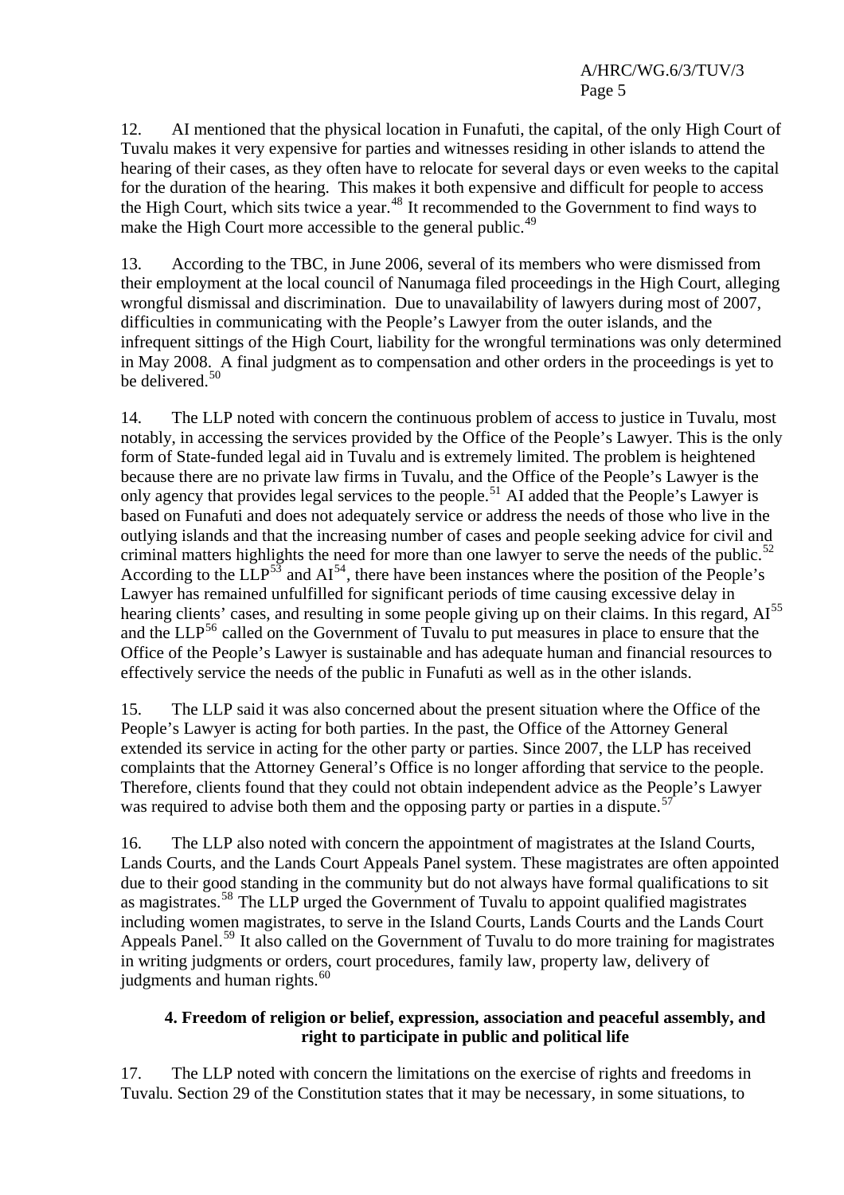12. AI mentioned that the physical location in Funafuti, the capital, of the only High Court of Tuvalu makes it very expensive for parties and witnesses residing in other islands to attend the hearing of their cases, as they often have to relocate for several days or even weeks to the capital for the duration of the hearing. This makes it both expensive and difficult for people to access the High Court, which sits twice a year.[48] It recommended to the Government to find ways to make the High Court more accessible to the general public.[49]

13. According to the TBC, in June 2006, several of its members who were dismissed from their employment at the local council of Nanumaga filed proceedings in the High Court, alleging wrongful dismissal and discrimination. Due to unavailability of lawyers during most of 2007, difficulties in communicating with the People's Lawyer from the outer islands, and the infrequent sittings of the High Court, liability for the wrongful terminations was only determined in May 2008. A final judgment as to compensation and other orders in the proceedings is yet to be delivered.[50]

14. The LLP noted with concern the continuous problem of access to justice in Tuvalu, most notably, in accessing the services provided by the Office of the People's Lawyer. This is the only form of State-funded legal aid in Tuvalu and is extremely limited. The problem is heightened because there are no private law firms in Tuvalu, and the Office of the People's Lawyer is the only agency that provides legal services to the people.[51] AI added that the People's Lawyer is based on Funafuti and does not adequately service or address the needs of those who live in the outlying islands and that the increasing number of cases and people seeking advice for civil and criminal matters highlights the need for more than one lawyer to serve the needs of the public.[52] According to the LLP[53] and AI[54], there have been instances where the position of the People's Lawyer has remained unfulfilled for significant periods of time causing excessive delay in hearing clients' cases, and resulting in some people giving up on their claims. In this regard, AI[55] and the LLP[56] called on the Government of Tuvalu to put measures in place to ensure that the Office of the People's Lawyer is sustainable and has adequate human and financial resources to effectively service the needs of the public in Funafuti as well as in the other islands.

15. The LLP said it was also concerned about the present situation where the Office of the People's Lawyer is acting for both parties. In the past, the Office of the Attorney General extended its service in acting for the other party or parties. Since 2007, the LLP has received complaints that the Attorney General's Office is no longer affording that service to the people. Therefore, clients found that they could not obtain independent advice as the People's Lawyer was required to advise both them and the opposing party or parties in a dispute.[57]

16. The LLP also noted with concern the appointment of magistrates at the Island Courts, Lands Courts, and the Lands Court Appeals Panel system. These magistrates are often appointed due to their good standing in the community but do not always have formal qualifications to sit as magistrates.[58] The LLP urged the Government of Tuvalu to appoint qualified magistrates including women magistrates, to serve in the Island Courts, Lands Courts and the Lands Court Appeals Panel.[59] It also called on the Government of Tuvalu to do more training for magistrates in writing judgments or orders, court procedures, family law, property law, delivery of judgments and human rights.[60]

### 4. Freedom of religion or belief, expression, association and peaceful assembly, and right to participate in public and political life

17. The LLP noted with concern the limitations on the exercise of rights and freedoms in Tuvalu. Section 29 of the Constitution states that it may be necessary, in some situations, to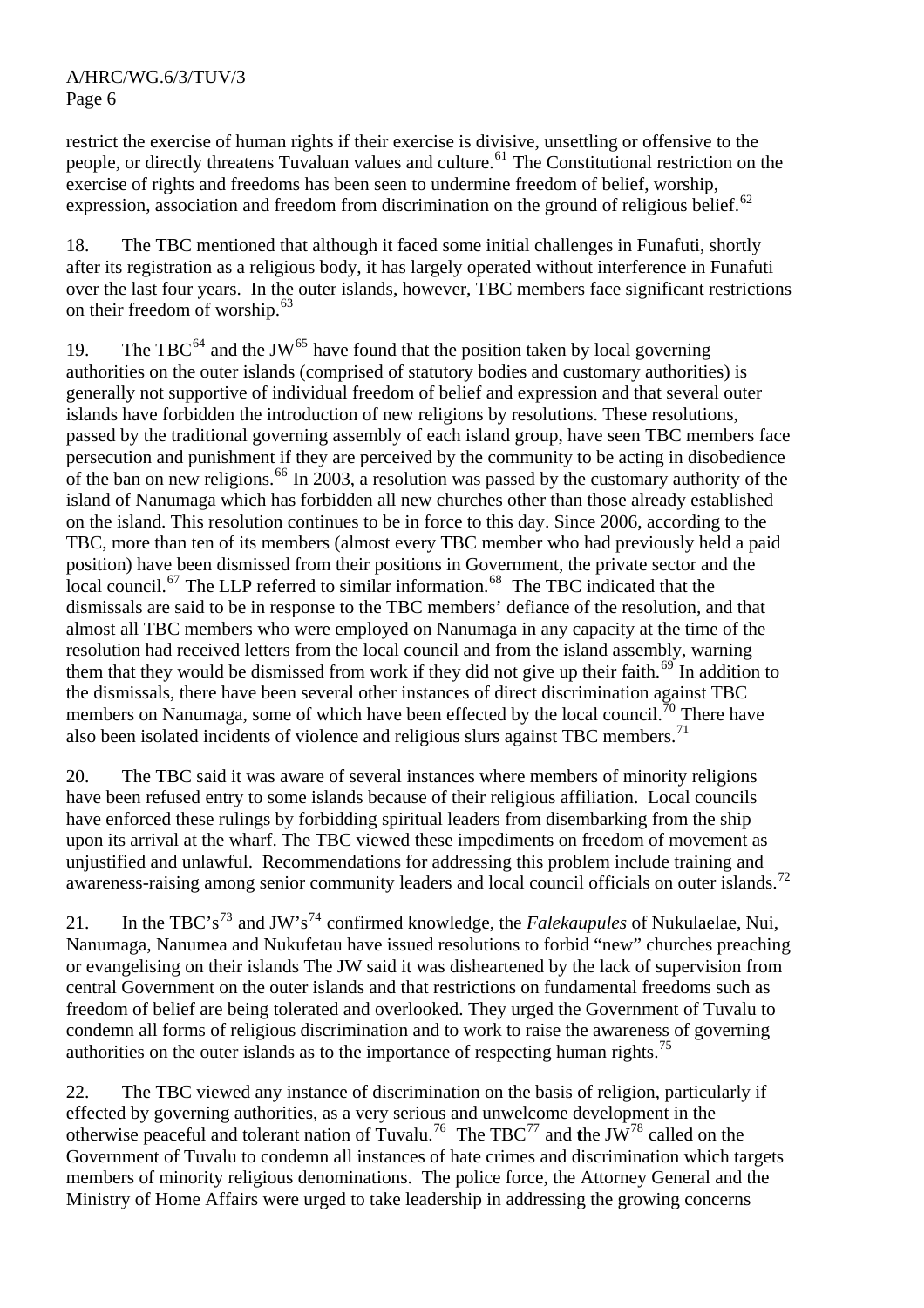restrict the exercise of human rights if their exercise is divisive, unsettling or offensive to the people, or directly threatens Tuvaluan values and culture.[61] The Constitutional restriction on the exercise of rights and freedoms has been seen to undermine freedom of belief, worship, expression, association and freedom from discrimination on the ground of religious belief.[62]

18. The TBC mentioned that although it faced some initial challenges in Funafuti, shortly after its registration as a religious body, it has largely operated without interference in Funafuti over the last four years. In the outer islands, however, TBC members face significant restrictions on their freedom of worship.[63]

19. The TBC[64] and the JW[65] have found that the position taken by local governing authorities on the outer islands (comprised of statutory bodies and customary authorities) is generally not supportive of individual freedom of belief and expression and that several outer islands have forbidden the introduction of new religions by resolutions. These resolutions, passed by the traditional governing assembly of each island group, have seen TBC members face persecution and punishment if they are perceived by the community to be acting in disobedience of the ban on new religions.[66] In 2003, a resolution was passed by the customary authority of the island of Nanumaga which has forbidden all new churches other than those already established on the island. This resolution continues to be in force to this day. Since 2006, according to the TBC, more than ten of its members (almost every TBC member who had previously held a paid position) have been dismissed from their positions in Government, the private sector and the local council.[67] The LLP referred to similar information.[68] The TBC indicated that the dismissals are said to be in response to the TBC members' defiance of the resolution, and that almost all TBC members who were employed on Nanumaga in any capacity at the time of the resolution had received letters from the local council and from the island assembly, warning them that they would be dismissed from work if they did not give up their faith.[69] In addition to the dismissals, there have been several other instances of direct discrimination against TBC members on Nanumaga, some of which have been effected by the local council.[70] There have also been isolated incidents of violence and religious slurs against TBC members.[71]

20. The TBC said it was aware of several instances where members of minority religions have been refused entry to some islands because of their religious affiliation. Local councils have enforced these rulings by forbidding spiritual leaders from disembarking from the ship upon its arrival at the wharf. The TBC viewed these impediments on freedom of movement as unjustified and unlawful. Recommendations for addressing this problem include training and awareness-raising among senior community leaders and local council officials on outer islands.[72]

21. In the TBC's[73] and JW's[74] confirmed knowledge, the *Falekaupules* of Nukulaelae, Nui, Nanumaga, Nanumea and Nukufetau have issued resolutions to forbid "new" churches preaching or evangelising on their islands The JW said it was disheartened by the lack of supervision from central Government on the outer islands and that restrictions on fundamental freedoms such as freedom of belief are being tolerated and overlooked. They urged the Government of Tuvalu to condemn all forms of religious discrimination and to work to raise the awareness of governing authorities on the outer islands as to the importance of respecting human rights.[75]

22. The TBC viewed any instance of discrimination on the basis of religion, particularly if effected by governing authorities, as a very serious and unwelcome development in the otherwise peaceful and tolerant nation of Tuvalu.[76] The TBC[77] and the JW[78] called on the Government of Tuvalu to condemn all instances of hate crimes and discrimination which targets members of minority religious denominations. The police force, the Attorney General and the Ministry of Home Affairs were urged to take leadership in addressing the growing concerns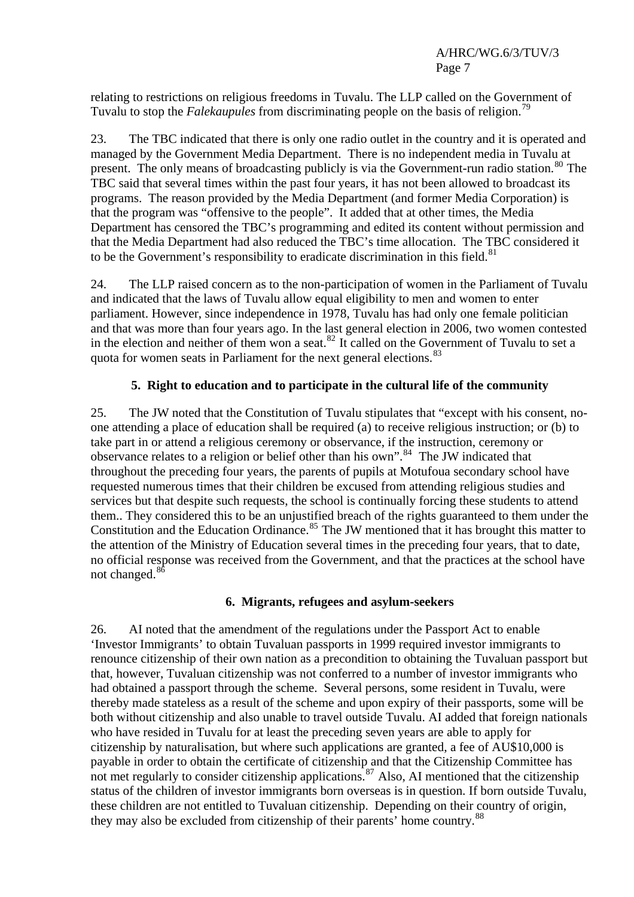relating to restrictions on religious freedoms in Tuvalu. The LLP called on the Government of Tuvalu to stop the *Falekaupules* from discriminating people on the basis of religion.[79]

23. The TBC indicated that there is only one radio outlet in the country and it is operated and managed by the Government Media Department. There is no independent media in Tuvalu at present. The only means of broadcasting publicly is via the Government-run radio station.[80] The TBC said that several times within the past four years, it has not been allowed to broadcast its programs. The reason provided by the Media Department (and former Media Corporation) is that the program was "offensive to the people". It added that at other times, the Media Department has censored the TBC's programming and edited its content without permission and that the Media Department had also reduced the TBC's time allocation. The TBC considered it to be the Government's responsibility to eradicate discrimination in this field.[81]

24. The LLP raised concern as to the non-participation of women in the Parliament of Tuvalu and indicated that the laws of Tuvalu allow equal eligibility to men and women to enter parliament. However, since independence in 1978, Tuvalu has had only one female politician and that was more than four years ago. In the last general election in 2006, two women contested in the election and neither of them won a seat.[82] It called on the Government of Tuvalu to set a quota for women seats in Parliament for the next general elections.[83]

### 5. Right to education and to participate in the cultural life of the community

25. The JW noted that the Constitution of Tuvalu stipulates that "except with his consent, no-one attending a place of education shall be required (a) to receive religious instruction; or (b) to take part in or attend a religious ceremony or observance, if the instruction, ceremony or observance relates to a religion or belief other than his own".[84] The JW indicated that throughout the preceding four years, the parents of pupils at Motufoua secondary school have requested numerous times that their children be excused from attending religious studies and services but that despite such requests, the school is continually forcing these students to attend them.. They considered this to be an unjustified breach of the rights guaranteed to them under the Constitution and the Education Ordinance.[85] The JW mentioned that it has brought this matter to the attention of the Ministry of Education several times in the preceding four years, that to date, no official response was received from the Government, and that the practices at the school have not changed.[86]

### 6. Migrants, refugees and asylum-seekers

26. AI noted that the amendment of the regulations under the Passport Act to enable 'Investor Immigrants' to obtain Tuvaluan passports in 1999 required investor immigrants to renounce citizenship of their own nation as a precondition to obtaining the Tuvaluan passport but that, however, Tuvaluan citizenship was not conferred to a number of investor immigrants who had obtained a passport through the scheme. Several persons, some resident in Tuvalu, were thereby made stateless as a result of the scheme and upon expiry of their passports, some will be both without citizenship and also unable to travel outside Tuvalu. AI added that foreign nationals who have resided in Tuvalu for at least the preceding seven years are able to apply for citizenship by naturalisation, but where such applications are granted, a fee of AU$10,000 is payable in order to obtain the certificate of citizenship and that the Citizenship Committee has not met regularly to consider citizenship applications.[87] Also, AI mentioned that the citizenship status of the children of investor immigrants born overseas is in question. If born outside Tuvalu, these children are not entitled to Tuvaluan citizenship. Depending on their country of origin, they may also be excluded from citizenship of their parents' home country.[88]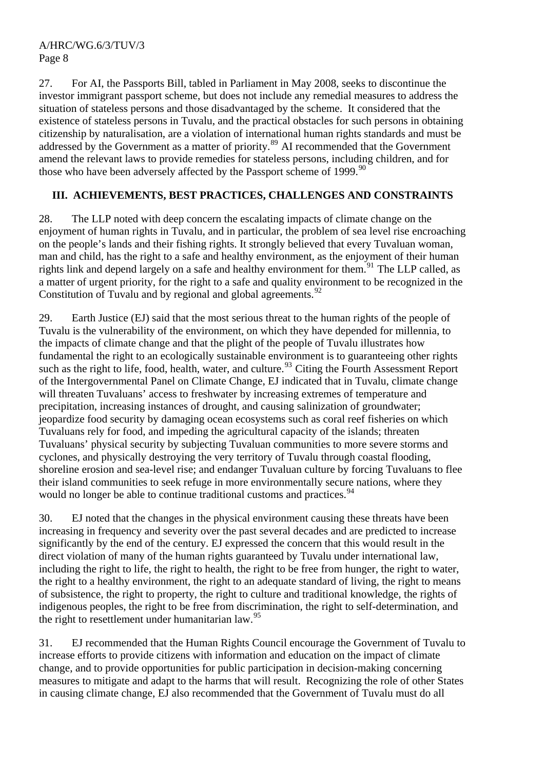27. For AI, the Passports Bill, tabled in Parliament in May 2008, seeks to discontinue the investor immigrant passport scheme, but does not include any remedial measures to address the situation of stateless persons and those disadvantaged by the scheme. It considered that the existence of stateless persons in Tuvalu, and the practical obstacles for such persons in obtaining citizenship by naturalisation, are a violation of international human rights standards and must be addressed by the Government as a matter of priority.[89] AI recommended that the Government amend the relevant laws to provide remedies for stateless persons, including children, and for those who have been adversely affected by the Passport scheme of 1999.[90]

## III. ACHIEVEMENTS, BEST PRACTICES, CHALLENGES AND CONSTRAINTS

28. The LLP noted with deep concern the escalating impacts of climate change on the enjoyment of human rights in Tuvalu, and in particular, the problem of sea level rise encroaching on the people's lands and their fishing rights. It strongly believed that every Tuvaluan woman, man and child, has the right to a safe and healthy environment, as the enjoyment of their human rights link and depend largely on a safe and healthy environment for them.[91] The LLP called, as a matter of urgent priority, for the right to a safe and quality environment to be recognized in the Constitution of Tuvalu and by regional and global agreements.[92]

29. Earth Justice (EJ) said that the most serious threat to the human rights of the people of Tuvalu is the vulnerability of the environment, on which they have depended for millennia, to the impacts of climate change and that the plight of the people of Tuvalu illustrates how fundamental the right to an ecologically sustainable environment is to guaranteeing other rights such as the right to life, food, health, water, and culture.[93] Citing the Fourth Assessment Report of the Intergovernmental Panel on Climate Change, EJ indicated that in Tuvalu, climate change will threaten Tuvaluans' access to freshwater by increasing extremes of temperature and precipitation, increasing instances of drought, and causing salinization of groundwater; jeopardize food security by damaging ocean ecosystems such as coral reef fisheries on which Tuvaluans rely for food, and impeding the agricultural capacity of the islands; threaten Tuvaluans' physical security by subjecting Tuvaluan communities to more severe storms and cyclones, and physically destroying the very territory of Tuvalu through coastal flooding, shoreline erosion and sea-level rise; and endanger Tuvaluan culture by forcing Tuvaluans to flee their island communities to seek refuge in more environmentally secure nations, where they would no longer be able to continue traditional customs and practices.[94]

30. EJ noted that the changes in the physical environment causing these threats have been increasing in frequency and severity over the past several decades and are predicted to increase significantly by the end of the century. EJ expressed the concern that this would result in the direct violation of many of the human rights guaranteed by Tuvalu under international law, including the right to life, the right to health, the right to be free from hunger, the right to water, the right to a healthy environment, the right to an adequate standard of living, the right to means of subsistence, the right to property, the right to culture and traditional knowledge, the rights of indigenous peoples, the right to be free from discrimination, the right to self-determination, and the right to resettlement under humanitarian law.[95]

31. EJ recommended that the Human Rights Council encourage the Government of Tuvalu to increase efforts to provide citizens with information and education on the impact of climate change, and to provide opportunities for public participation in decision-making concerning measures to mitigate and adapt to the harms that will result. Recognizing the role of other States in causing climate change, EJ also recommended that the Government of Tuvalu must do all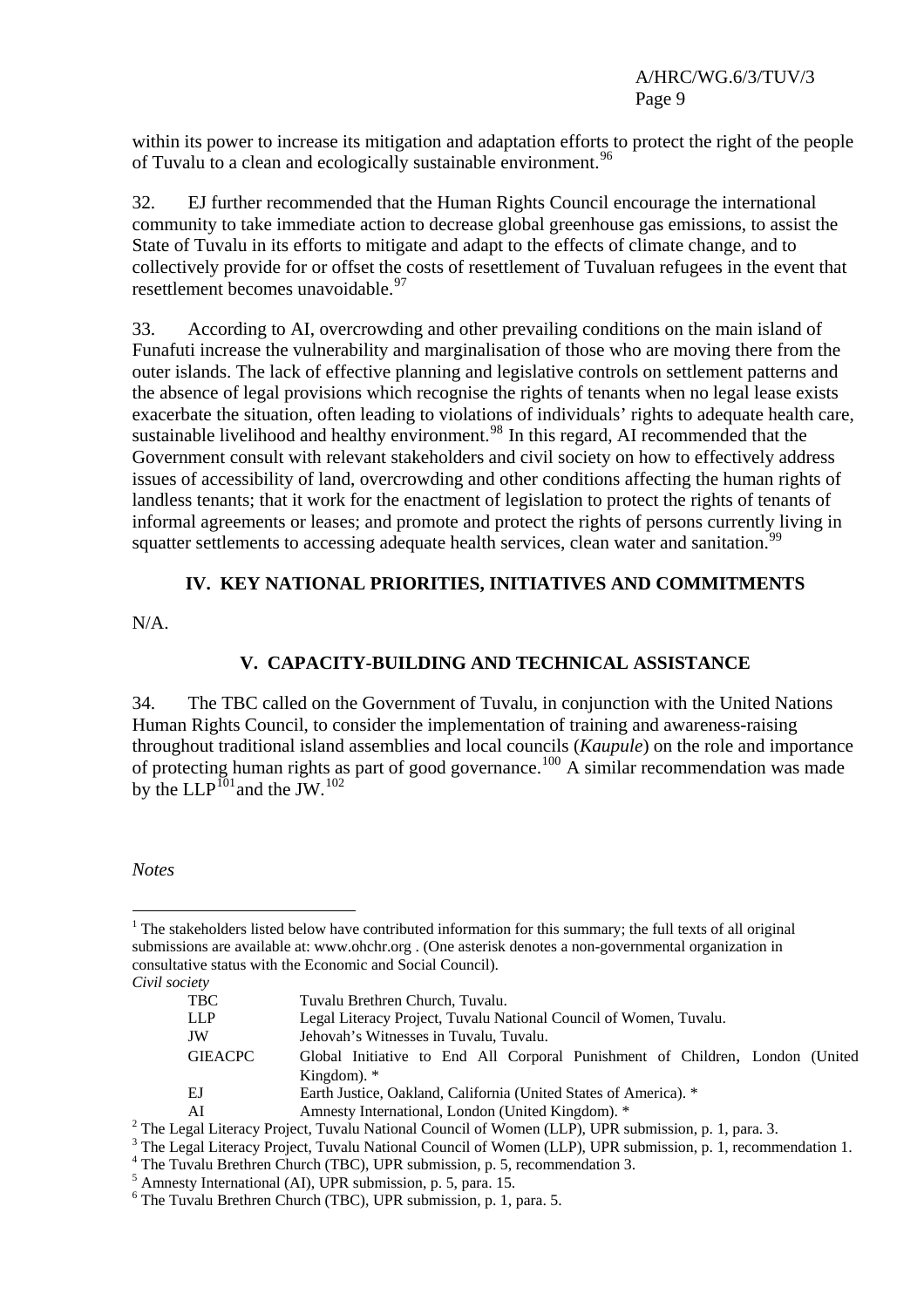within its power to increase its mitigation and adaptation efforts to protect the right of the people of Tuvalu to a clean and ecologically sustainable environment.[96]

32. EJ further recommended that the Human Rights Council encourage the international community to take immediate action to decrease global greenhouse gas emissions, to assist the State of Tuvalu in its efforts to mitigate and adapt to the effects of climate change, and to collectively provide for or offset the costs of resettlement of Tuvaluan refugees in the event that resettlement becomes unavoidable.[97]

33. According to AI, overcrowding and other prevailing conditions on the main island of Funafuti increase the vulnerability and marginalisation of those who are moving there from the outer islands. The lack of effective planning and legislative controls on settlement patterns and the absence of legal provisions which recognise the rights of tenants when no legal lease exists exacerbate the situation, often leading to violations of individuals' rights to adequate health care, sustainable livelihood and healthy environment.[98] In this regard, AI recommended that the Government consult with relevant stakeholders and civil society on how to effectively address issues of accessibility of land, overcrowding and other conditions affecting the human rights of landless tenants; that it work for the enactment of legislation to protect the rights of tenants of informal agreements or leases; and promote and protect the rights of persons currently living in squatter settlements to accessing adequate health services, clean water and sanitation.[99]

## IV. KEY NATIONAL PRIORITIES, INITIATIVES AND COMMITMENTS

N/A.

## V. CAPACITY-BUILDING AND TECHNICAL ASSISTANCE

34. The TBC called on the Government of Tuvalu, in conjunction with the United Nations Human Rights Council, to consider the implementation of training and awareness-raising throughout traditional island assemblies and local councils (*Kaupule*) on the role and importance of protecting human rights as part of good governance.[100] A similar recommendation was made by the LLP[101] and the JW.[102]

*Notes*

[1] The stakeholders listed below have contributed information for this summary; the full texts of all original submissions are available at: www.ohchr.org . (One asterisk denotes a non-governmental organization in consultative status with the Economic and Social Council).

*Civil society*

| | |
|---|---|
| TBC | Tuvalu Brethren Church, Tuvalu. |
| LLP | Legal Literacy Project, Tuvalu National Council of Women, Tuvalu. |
| JW | Jehovah's Witnesses in Tuvalu, Tuvalu. |
| GIEACPC | Global Initiative to End All Corporal Punishment of Children, London (United Kingdom). * |
| EJ | Earth Justice, Oakland, California (United States of America). * |
| AI | Amnesty International, London (United Kingdom). * |

[2] The Legal Literacy Project, Tuvalu National Council of Women (LLP), UPR submission, p. 1, para. 3.

[3] The Legal Literacy Project, Tuvalu National Council of Women (LLP), UPR submission, p. 1, recommendation 1.

[4] The Tuvalu Brethren Church (TBC), UPR submission, p. 5, recommendation 3.

[5] Amnesty International (AI), UPR submission, p. 5, para. 15.

[6] The Tuvalu Brethren Church (TBC), UPR submission, p. 1, para. 5.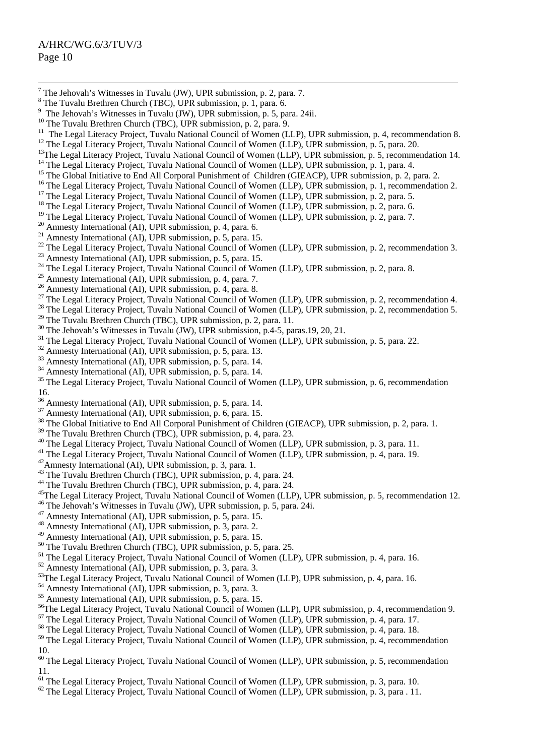[7] The Jehovah's Witnesses in Tuvalu (JW), UPR submission, p. 2, para. 7.
[8] The Tuvalu Brethren Church (TBC), UPR submission, p. 1, para. 6.
[9] The Jehovah's Witnesses in Tuvalu (JW), UPR submission, p. 5, para. 24ii.
[10] The Tuvalu Brethren Church (TBC), UPR submission, p. 2, para. 9.
[11] The Legal Literacy Project, Tuvalu National Council of Women (LLP), UPR submission, p. 4, recommendation 8.
[12] The Legal Literacy Project, Tuvalu National Council of Women (LLP), UPR submission, p. 5, para. 20.
[13] The Legal Literacy Project, Tuvalu National Council of Women (LLP), UPR submission, p. 5, recommendation 14.
[14] The Legal Literacy Project, Tuvalu National Council of Women (LLP), UPR submission, p. 1, para. 4.
[15] The Global Initiative to End All Corporal Punishment of Children (GIEACP), UPR submission, p. 2, para. 2.
[16] The Legal Literacy Project, Tuvalu National Council of Women (LLP), UPR submission, p. 1, recommendation 2.
[17] The Legal Literacy Project, Tuvalu National Council of Women (LLP), UPR submission, p. 2, para. 5.
[18] The Legal Literacy Project, Tuvalu National Council of Women (LLP), UPR submission, p. 2, para. 6.
[19] The Legal Literacy Project, Tuvalu National Council of Women (LLP), UPR submission, p. 2, para. 7.
[20] Amnesty International (AI), UPR submission, p. 4, para. 6.
[21] Amnesty International (AI), UPR submission, p. 5, para. 15.
[22] The Legal Literacy Project, Tuvalu National Council of Women (LLP), UPR submission, p. 2, recommendation 3.
[23] Amnesty International (AI), UPR submission, p. 5, para. 15.
[24] The Legal Literacy Project, Tuvalu National Council of Women (LLP), UPR submission, p. 2, para. 8.
[25] Amnesty International (AI), UPR submission, p. 4, para. 7.
[26] Amnesty International (AI), UPR submission, p. 4, para. 8.
[27] The Legal Literacy Project, Tuvalu National Council of Women (LLP), UPR submission, p. 2, recommendation 4.
[28] The Legal Literacy Project, Tuvalu National Council of Women (LLP), UPR submission, p. 2, recommendation 5.
[29] The Tuvalu Brethren Church (TBC), UPR submission, p. 2, para. 11.
[30] The Jehovah's Witnesses in Tuvalu (JW), UPR submission, p.4-5, paras.19, 20, 21.
[31] The Legal Literacy Project, Tuvalu National Council of Women (LLP), UPR submission, p. 5, para. 22.
[32] Amnesty International (AI), UPR submission, p. 5, para. 13.
[33] Amnesty International (AI), UPR submission, p. 5, para. 14.
[34] Amnesty International (AI), UPR submission, p. 5, para. 14.
[35] The Legal Literacy Project, Tuvalu National Council of Women (LLP), UPR submission, p. 6, recommendation 16.
[36] Amnesty International (AI), UPR submission, p. 5, para. 14.
[37] Amnesty International (AI), UPR submission, p. 6, para. 15.
[38] The Global Initiative to End All Corporal Punishment of Children (GIEACP), UPR submission, p. 2, para. 1.
[39] The Tuvalu Brethren Church (TBC), UPR submission, p. 4, para. 23.
[40] The Legal Literacy Project, Tuvalu National Council of Women (LLP), UPR submission, p. 3, para. 11.
[41] The Legal Literacy Project, Tuvalu National Council of Women (LLP), UPR submission, p. 4, para. 19.
[42] Amnesty International (AI), UPR submission, p. 3, para. 1.
[43] The Tuvalu Brethren Church (TBC), UPR submission, p. 4, para. 24.
[44] The Tuvalu Brethren Church (TBC), UPR submission, p. 4, para. 24.
[45] The Legal Literacy Project, Tuvalu National Council of Women (LLP), UPR submission, p. 5, recommendation 12.
[46] The Jehovah's Witnesses in Tuvalu (JW), UPR submission, p. 5, para. 24i.
[47] Amnesty International (AI), UPR submission, p. 5, para. 15.
[48] Amnesty International (AI), UPR submission, p. 3, para. 2.
[49] Amnesty International (AI), UPR submission, p. 5, para. 15.
[50] The Tuvalu Brethren Church (TBC), UPR submission, p. 5, para. 25.
[51] The Legal Literacy Project, Tuvalu National Council of Women (LLP), UPR submission, p. 4, para. 16.
[52] Amnesty International (AI), UPR submission, p. 3, para. 3.
[53] The Legal Literacy Project, Tuvalu National Council of Women (LLP), UPR submission, p. 4, para. 16.
[54] Amnesty International (AI), UPR submission, p. 3, para. 3.
[55] Amnesty International (AI), UPR submission, p. 5, para. 15.
[56] The Legal Literacy Project, Tuvalu National Council of Women (LLP), UPR submission, p. 4, recommendation 9.
[57] The Legal Literacy Project, Tuvalu National Council of Women (LLP), UPR submission, p. 4, para. 17.
[58] The Legal Literacy Project, Tuvalu National Council of Women (LLP), UPR submission, p. 4, para. 18.
[59] The Legal Literacy Project, Tuvalu National Council of Women (LLP), UPR submission, p. 4, recommendation 10.
[60] The Legal Literacy Project, Tuvalu National Council of Women (LLP), UPR submission, p. 5, recommendation 11.
[61] The Legal Literacy Project, Tuvalu National Council of Women (LLP), UPR submission, p. 3, para. 10.
[62] The Legal Literacy Project, Tuvalu National Council of Women (LLP), UPR submission, p. 3, para . 11.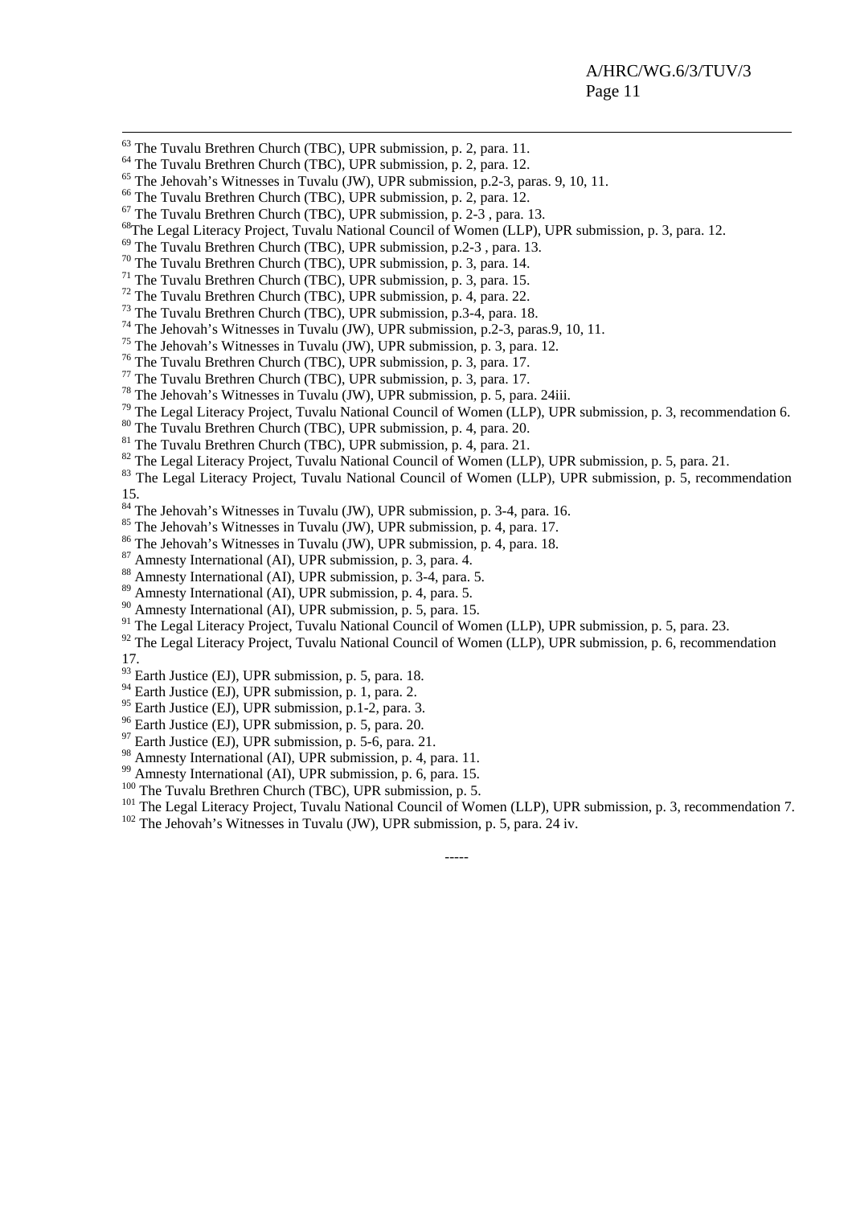[63] The Tuvalu Brethren Church (TBC), UPR submission, p. 2, para. 11.
[64] The Tuvalu Brethren Church (TBC), UPR submission, p. 2, para. 12.
[65] The Jehovah's Witnesses in Tuvalu (JW), UPR submission, p.2-3, paras. 9, 10, 11.
[66] The Tuvalu Brethren Church (TBC), UPR submission, p. 2, para. 12.
[67] The Tuvalu Brethren Church (TBC), UPR submission, p. 2-3 , para. 13.
[68] The Legal Literacy Project, Tuvalu National Council of Women (LLP), UPR submission, p. 3, para. 12.
[69] The Tuvalu Brethren Church (TBC), UPR submission, p.2-3 , para. 13.
[70] The Tuvalu Brethren Church (TBC), UPR submission, p. 3, para. 14.
[71] The Tuvalu Brethren Church (TBC), UPR submission, p. 3, para. 15.
[72] The Tuvalu Brethren Church (TBC), UPR submission, p. 4, para. 22.
[73] The Tuvalu Brethren Church (TBC), UPR submission, p.3-4, para. 18.
[74] The Jehovah's Witnesses in Tuvalu (JW), UPR submission, p.2-3, paras.9, 10, 11.
[75] The Jehovah's Witnesses in Tuvalu (JW), UPR submission, p. 3, para. 12.
[76] The Tuvalu Brethren Church (TBC), UPR submission, p. 3, para. 17.
[77] The Tuvalu Brethren Church (TBC), UPR submission, p. 3, para. 17.
[78] The Jehovah's Witnesses in Tuvalu (JW), UPR submission, p. 5, para. 24iii.
[79] The Legal Literacy Project, Tuvalu National Council of Women (LLP), UPR submission, p. 3, recommendation 6.
[80] The Tuvalu Brethren Church (TBC), UPR submission, p. 4, para. 20.
[81] The Tuvalu Brethren Church (TBC), UPR submission, p. 4, para. 21.
[82] The Legal Literacy Project, Tuvalu National Council of Women (LLP), UPR submission, p. 5, para. 21.
[83] The Legal Literacy Project, Tuvalu National Council of Women (LLP), UPR submission, p. 5, recommendation 15.
[84] The Jehovah's Witnesses in Tuvalu (JW), UPR submission, p. 3-4, para. 16.
[85] The Jehovah's Witnesses in Tuvalu (JW), UPR submission, p. 4, para. 17.
[86] The Jehovah's Witnesses in Tuvalu (JW), UPR submission, p. 4, para. 18.
[87] Amnesty International (AI), UPR submission, p. 3, para. 4.
[88] Amnesty International (AI), UPR submission, p. 3-4, para. 5.
[89] Amnesty International (AI), UPR submission, p. 4, para. 5.
[90] Amnesty International (AI), UPR submission, p. 5, para. 15.
[91] The Legal Literacy Project, Tuvalu National Council of Women (LLP), UPR submission, p. 5, para. 23.
[92] The Legal Literacy Project, Tuvalu National Council of Women (LLP), UPR submission, p. 6, recommendation 17.
[93] Earth Justice (EJ), UPR submission, p. 5, para. 18.
[94] Earth Justice (EJ), UPR submission, p. 1, para. 2.
[95] Earth Justice (EJ), UPR submission, p.1-2, para. 3.
[96] Earth Justice (EJ), UPR submission, p. 5, para. 20.
[97] Earth Justice (EJ), UPR submission, p. 5-6, para. 21.
[98] Amnesty International (AI), UPR submission, p. 4, para. 11.
[99] Amnesty International (AI), UPR submission, p. 6, para. 15.
[100] The Tuvalu Brethren Church (TBC), UPR submission, p. 5.
[101] The Legal Literacy Project, Tuvalu National Council of Women (LLP), UPR submission, p. 3, recommendation 7.
[102] The Jehovah's Witnesses in Tuvalu (JW), UPR submission, p. 5, para. 24 iv.

-----